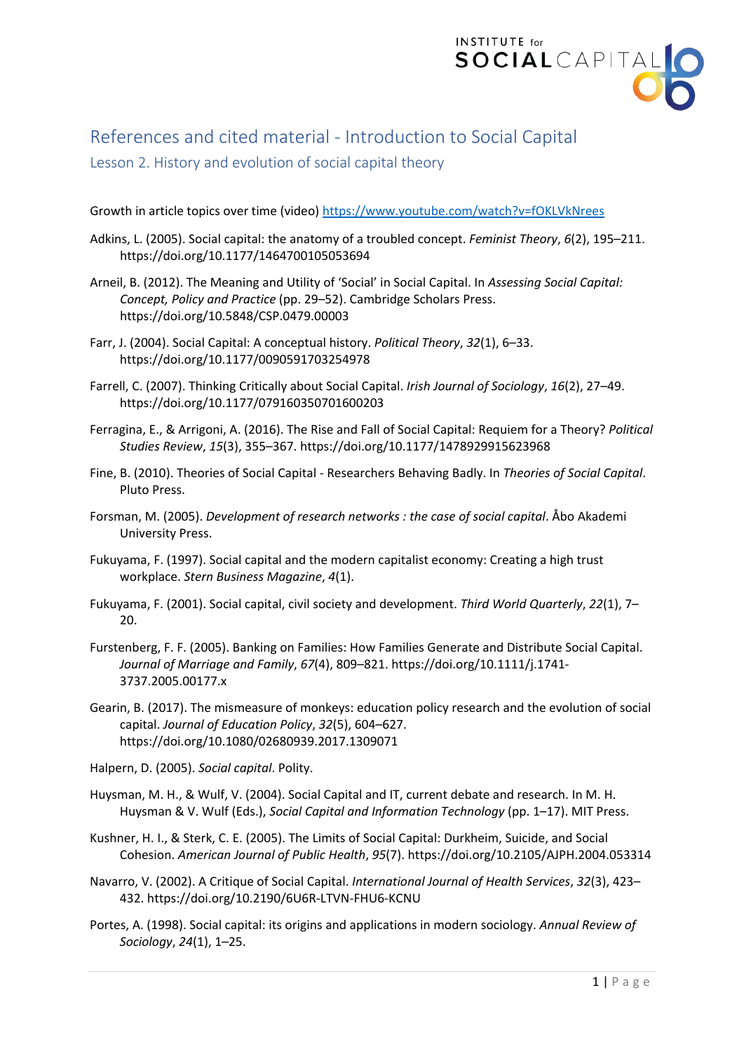# References and cited material - Introduction to Social Capital

## Lesson 2. History and evolution of social capital theory

Growth in article topics over time (video) https://www.youtube.com/watch?v=fOKLVkNrees

Adkins, L. (2005). Social capital: the anatomy of a troubled concept. *Feminist Theory*, *6*(2), 195–211. https://doi.org/10.1177/1464700105053694

Arneil, B. (2012). The Meaning and Utility of 'Social' in Social Capital. In *Assessing Social Capital: Concept, Policy and Practice* (pp. 29–52). Cambridge Scholars Press. https://doi.org/10.5848/CSP.0479.00003

Farr, J. (2004). Social Capital: A conceptual history. *Political Theory*, *32*(1), 6–33. https://doi.org/10.1177/0090591703254978

Farrell, C. (2007). Thinking Critically about Social Capital. *Irish Journal of Sociology*, *16*(2), 27–49. https://doi.org/10.1177/079160350701600203

Ferragina, E., & Arrigoni, A. (2016). The Rise and Fall of Social Capital: Requiem for a Theory? *Political Studies Review*, *15*(3), 355–367. https://doi.org/10.1177/1478929915623968

Fine, B. (2010). Theories of Social Capital - Researchers Behaving Badly. In *Theories of Social Capital*. Pluto Press.

Forsman, M. (2005). *Development of research networks : the case of social capital*. Åbo Akademi University Press.

Fukuyama, F. (1997). Social capital and the modern capitalist economy: Creating a high trust workplace. *Stern Business Magazine*, *4*(1).

Fukuyama, F. (2001). Social capital, civil society and development. *Third World Quarterly*, *22*(1), 7–20.

Furstenberg, F. F. (2005). Banking on Families: How Families Generate and Distribute Social Capital. *Journal of Marriage and Family*, *67*(4), 809–821. https://doi.org/10.1111/j.1741-3737.2005.00177.x

Gearin, B. (2017). The mismeasure of monkeys: education policy research and the evolution of social capital. *Journal of Education Policy*, *32*(5), 604–627. https://doi.org/10.1080/02680939.2017.1309071

Halpern, D. (2005). *Social capital*. Polity.

Huysman, M. H., & Wulf, V. (2004). Social Capital and IT, current debate and research. In M. H. Huysman & V. Wulf (Eds.), *Social Capital and Information Technology* (pp. 1–17). MIT Press.

Kushner, H. I., & Sterk, C. E. (2005). The Limits of Social Capital: Durkheim, Suicide, and Social Cohesion. *American Journal of Public Health*, *95*(7). https://doi.org/10.2105/AJPH.2004.053314

Navarro, V. (2002). A Critique of Social Capital. *International Journal of Health Services*, *32*(3), 423–432. https://doi.org/10.2190/6U6R-LTVN-FHU6-KCNU

Portes, A. (1998). Social capital: its origins and applications in modern sociology. *Annual Review of Sociology*, *24*(1), 1–25.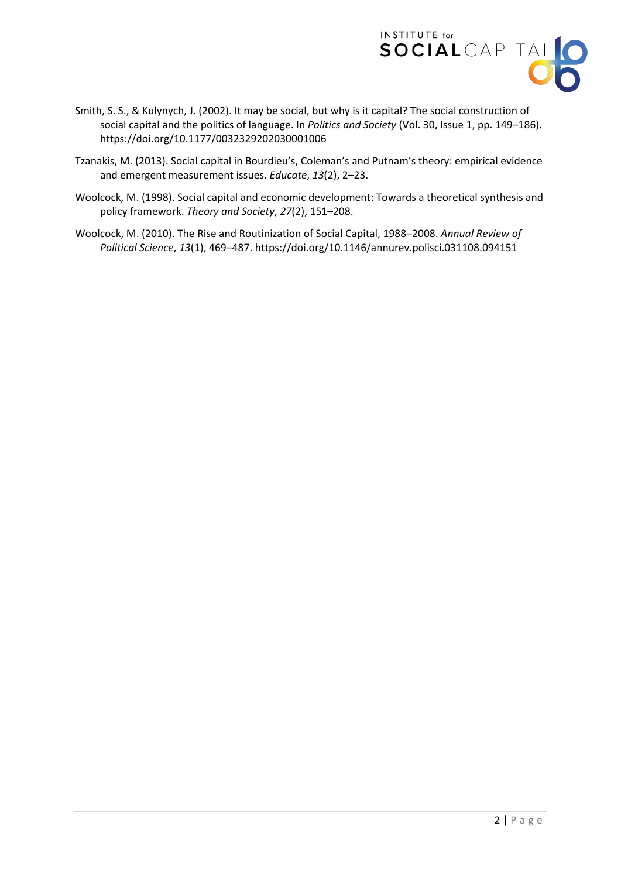Smith, S. S., & Kulynych, J. (2002). It may be social, but why is it capital? The social construction of social capital and the politics of language. In *Politics and Society* (Vol. 30, Issue 1, pp. 149–186). https://doi.org/10.1177/0032329202030001006

Tzanakis, M. (2013). Social capital in Bourdieu's, Coleman's and Putnam's theory: empirical evidence and emergent measurement issues. *Educate*, *13*(2), 2–23.

Woolcock, M. (1998). Social capital and economic development: Towards a theoretical synthesis and policy framework. *Theory and Society*, *27*(2), 151–208.

Woolcock, M. (2010). The Rise and Routinization of Social Capital, 1988–2008. *Annual Review of Political Science*, *13*(1), 469–487. https://doi.org/10.1146/annurev.polisci.031108.094151